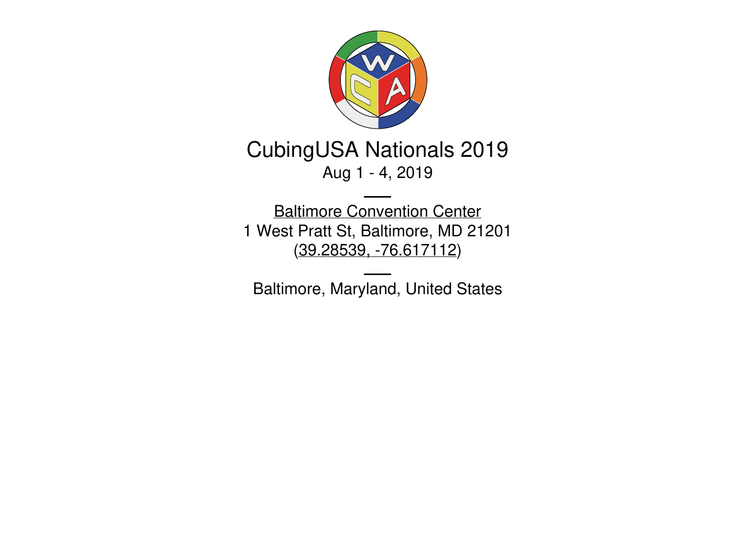# CubingUSA Nationals 2019

Aug 1 - 4, 2019

---

Baltimore Convention Center
1 West Pratt St, Baltimore, MD 21201
(39.28539, -76.617112)

---

Baltimore, Maryland, United States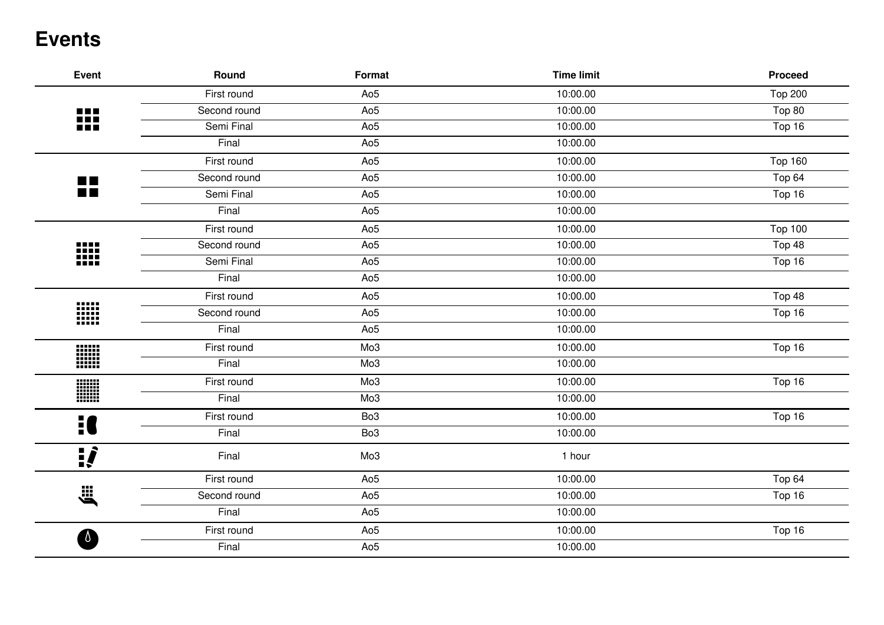# Events

| Event | Round | Format | Time limit | Proceed |
|---|---|---|---|---|
| | First round | Ao5 | 10:00.00 | Top 200 |
| | Second round | Ao5 | 10:00.00 | Top 80 |
| | Semi Final | Ao5 | 10:00.00 | Top 16 |
| | Final | Ao5 | 10:00.00 | |
| | First round | Ao5 | 10:00.00 | Top 160 |
| | Second round | Ao5 | 10:00.00 | Top 64 |
| | Semi Final | Ao5 | 10:00.00 | Top 16 |
| | Final | Ao5 | 10:00.00 | |
| | First round | Ao5 | 10:00.00 | Top 100 |
| | Second round | Ao5 | 10:00.00 | Top 48 |
| | Semi Final | Ao5 | 10:00.00 | Top 16 |
| | Final | Ao5 | 10:00.00 | |
| | First round | Ao5 | 10:00.00 | Top 48 |
| | Second round | Ao5 | 10:00.00 | Top 16 |
| | Final | Ao5 | 10:00.00 | |
| | First round | Mo3 | 10:00.00 | Top 16 |
| | Final | Mo3 | 10:00.00 | |
| | First round | Mo3 | 10:00.00 | Top 16 |
| | Final | Mo3 | 10:00.00 | |
| | First round | Bo3 | 10:00.00 | Top 16 |
| | Final | Bo3 | 10:00.00 | |
| | Final | Mo3 | 1 hour | |
| | First round | Ao5 | 10:00.00 | Top 64 |
| | Second round | Ao5 | 10:00.00 | Top 16 |
| | Final | Ao5 | 10:00.00 | |
| | First round | Ao5 | 10:00.00 | Top 16 |
| | Final | Ao5 | 10:00.00 | |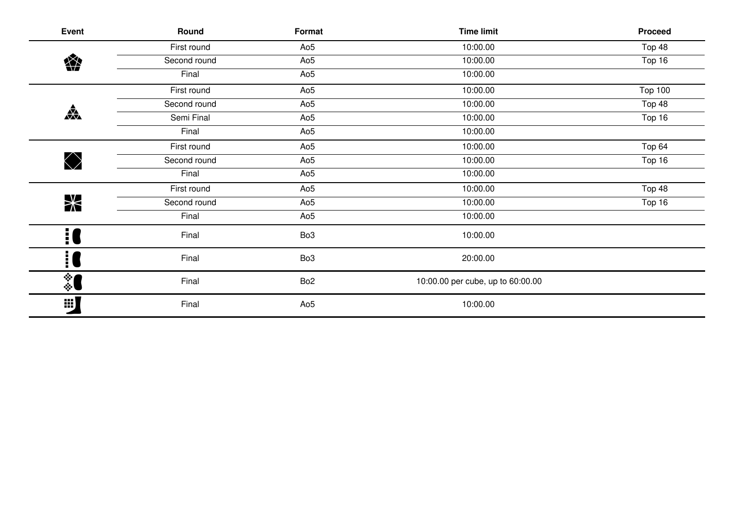| Event | Round | Format | Time limit | Proceed |
|---|---|---|---|---|
| | First round | Ao5 | 10:00.00 | Top 48 |
| | Second round | Ao5 | 10:00.00 | Top 16 |
| | Final | Ao5 | 10:00.00 | |
| | First round | Ao5 | 10:00.00 | Top 100 |
| | Second round | Ao5 | 10:00.00 | Top 48 |
| | Semi Final | Ao5 | 10:00.00 | Top 16 |
| | Final | Ao5 | 10:00.00 | |
| | First round | Ao5 | 10:00.00 | Top 64 |
| | Second round | Ao5 | 10:00.00 | Top 16 |
| | Final | Ao5 | 10:00.00 | |
| | First round | Ao5 | 10:00.00 | Top 48 |
| | Second round | Ao5 | 10:00.00 | Top 16 |
| | Final | Ao5 | 10:00.00 | |
| | Final | Bo3 | 10:00.00 | |
| | Final | Bo3 | 20:00.00 | |
| | Final | Bo2 | 10:00.00 per cube, up to 60:00.00 | |
| | Final | Ao5 | 10:00.00 | |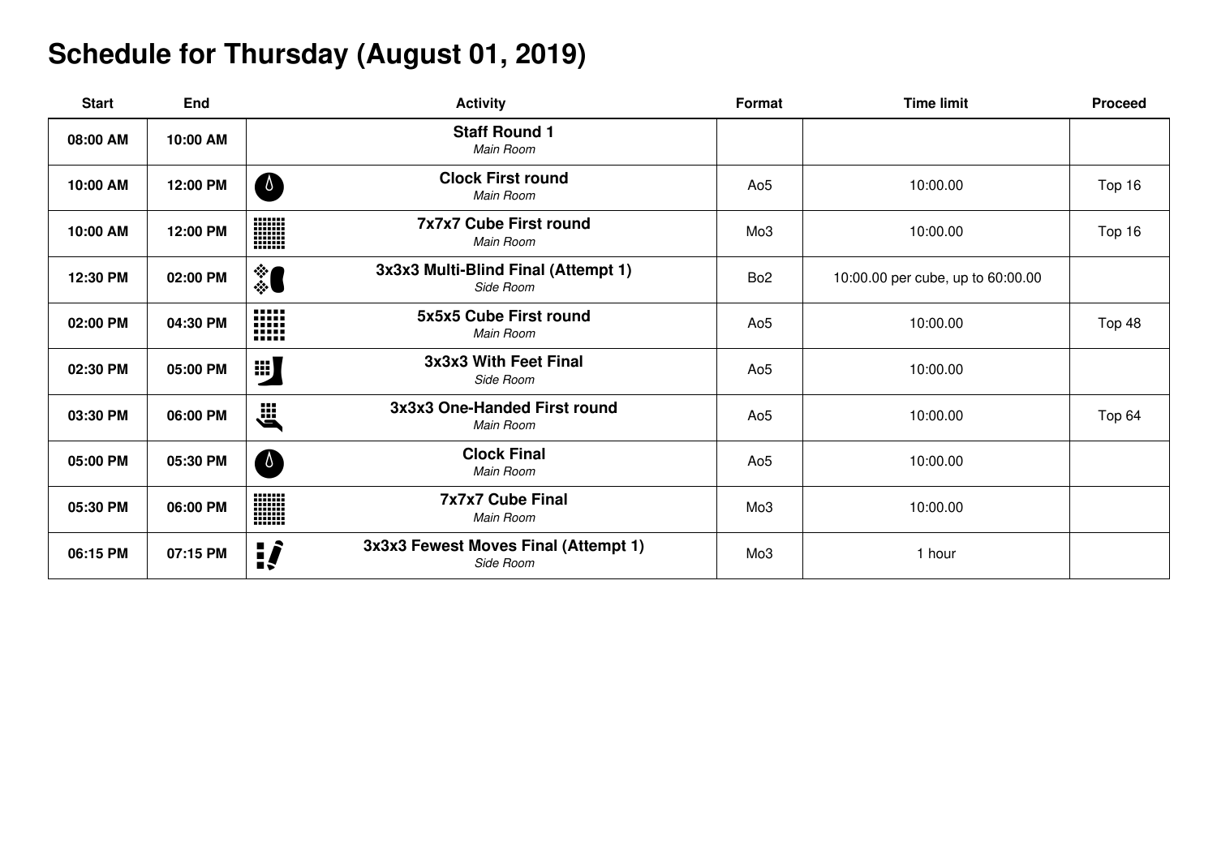# Schedule for Thursday (August 01, 2019)

| Start | End | Activity | Format | Time limit | Proceed |
|---|---|---|---|---|---|
| 08:00 AM | 10:00 AM | **Staff Round 1**<br>*Main Room* | | | |
| 10:00 AM | 12:00 PM | **Clock First round**<br>*Main Room* | Ao5 | 10:00.00 | Top 16 |
| 10:00 AM | 12:00 PM | **7x7x7 Cube First round**<br>*Main Room* | Mo3 | 10:00.00 | Top 16 |
| 12:30 PM | 02:00 PM | **3x3x3 Multi-Blind Final (Attempt 1)**<br>*Side Room* | Bo2 | 10:00.00 per cube, up to 60:00.00 | |
| 02:00 PM | 04:30 PM | **5x5x5 Cube First round**<br>*Main Room* | Ao5 | 10:00.00 | Top 48 |
| 02:30 PM | 05:00 PM | **3x3x3 With Feet Final**<br>*Side Room* | Ao5 | 10:00.00 | |
| 03:30 PM | 06:00 PM | **3x3x3 One-Handed First round**<br>*Main Room* | Ao5 | 10:00.00 | Top 64 |
| 05:00 PM | 05:30 PM | **Clock Final**<br>*Main Room* | Ao5 | 10:00.00 | |
| 05:30 PM | 06:00 PM | **7x7x7 Cube Final**<br>*Main Room* | Mo3 | 10:00.00 | |
| 06:15 PM | 07:15 PM | **3x3x3 Fewest Moves Final (Attempt 1)**<br>*Side Room* | Mo3 | 1 hour | |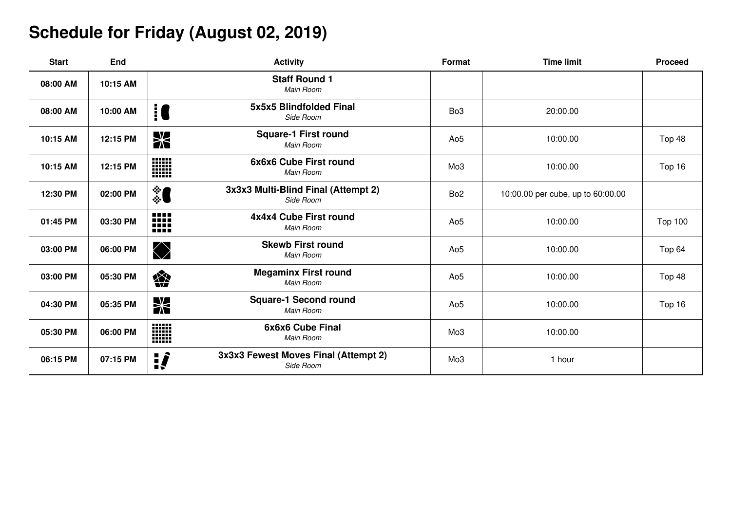# Schedule for Friday (August 02, 2019)

| Start | End | Activity | Format | Time limit | Proceed |
|---|---|---|---|---|---|
| 08:00 AM | 10:15 AM | **Staff Round 1** *Main Room* | | | |
| 08:00 AM | 10:00 AM | **5x5x5 Blindfolded Final** *Side Room* | Bo3 | 20:00.00 | |
| 10:15 AM | 12:15 PM | **Square-1 First round** *Main Room* | Ao5 | 10:00.00 | Top 48 |
| 10:15 AM | 12:15 PM | **6x6x6 Cube First round** *Main Room* | Mo3 | 10:00.00 | Top 16 |
| 12:30 PM | 02:00 PM | **3x3x3 Multi-Blind Final (Attempt 2)** *Side Room* | Bo2 | 10:00.00 per cube, up to 60:00.00 | |
| 01:45 PM | 03:30 PM | **4x4x4 Cube First round** *Main Room* | Ao5 | 10:00.00 | Top 100 |
| 03:00 PM | 06:00 PM | **Skewb First round** *Main Room* | Ao5 | 10:00.00 | Top 64 |
| 03:00 PM | 05:30 PM | **Megaminx First round** *Main Room* | Ao5 | 10:00.00 | Top 48 |
| 04:30 PM | 05:35 PM | **Square-1 Second round** *Main Room* | Ao5 | 10:00.00 | Top 16 |
| 05:30 PM | 06:00 PM | **6x6x6 Cube Final** *Main Room* | Mo3 | 10:00.00 | |
| 06:15 PM | 07:15 PM | **3x3x3 Fewest Moves Final (Attempt 2)** *Side Room* | Mo3 | 1 hour | |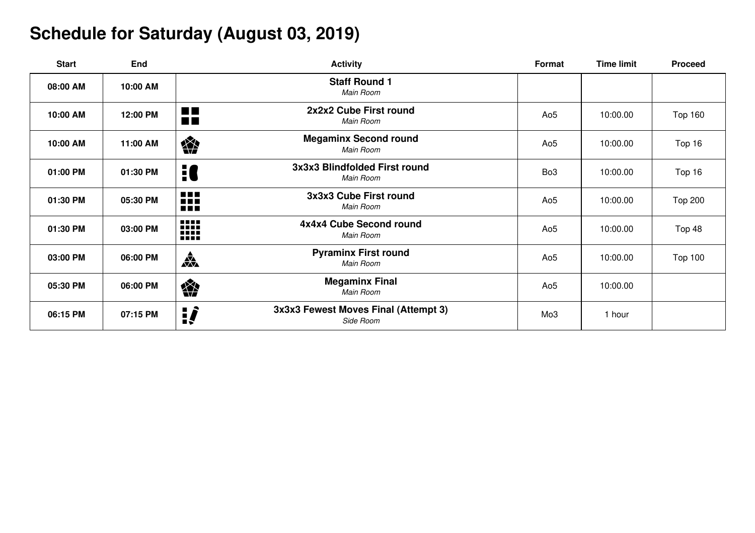# Schedule for Saturday (August 03, 2019)

| Start | End | Activity | Format | Time limit | Proceed |
| --- | --- | --- | --- | --- | --- |
| **08:00 AM** | **10:00 AM** | **Staff Round 1**<br>*Main Room* | | | |
| **10:00 AM** | **12:00 PM** | **2x2x2 Cube First round**<br>*Main Room* | Ao5 | 10:00.00 | Top 160 |
| **10:00 AM** | **11:00 AM** | **Megaminx Second round**<br>*Main Room* | Ao5 | 10:00.00 | Top 16 |
| **01:00 PM** | **01:30 PM** | **3x3x3 Blindfolded First round**<br>*Main Room* | Bo3 | 10:00.00 | Top 16 |
| **01:30 PM** | **05:30 PM** | **3x3x3 Cube First round**<br>*Main Room* | Ao5 | 10:00.00 | Top 200 |
| **01:30 PM** | **03:00 PM** | **4x4x4 Cube Second round**<br>*Main Room* | Ao5 | 10:00.00 | Top 48 |
| **03:00 PM** | **06:00 PM** | **Pyraminx First round**<br>*Main Room* | Ao5 | 10:00.00 | Top 100 |
| **05:30 PM** | **06:00 PM** | **Megaminx Final**<br>*Main Room* | Ao5 | 10:00.00 | |
| **06:15 PM** | **07:15 PM** | **3x3x3 Fewest Moves Final (Attempt 3)**<br>*Side Room* | Mo3 | 1 hour | |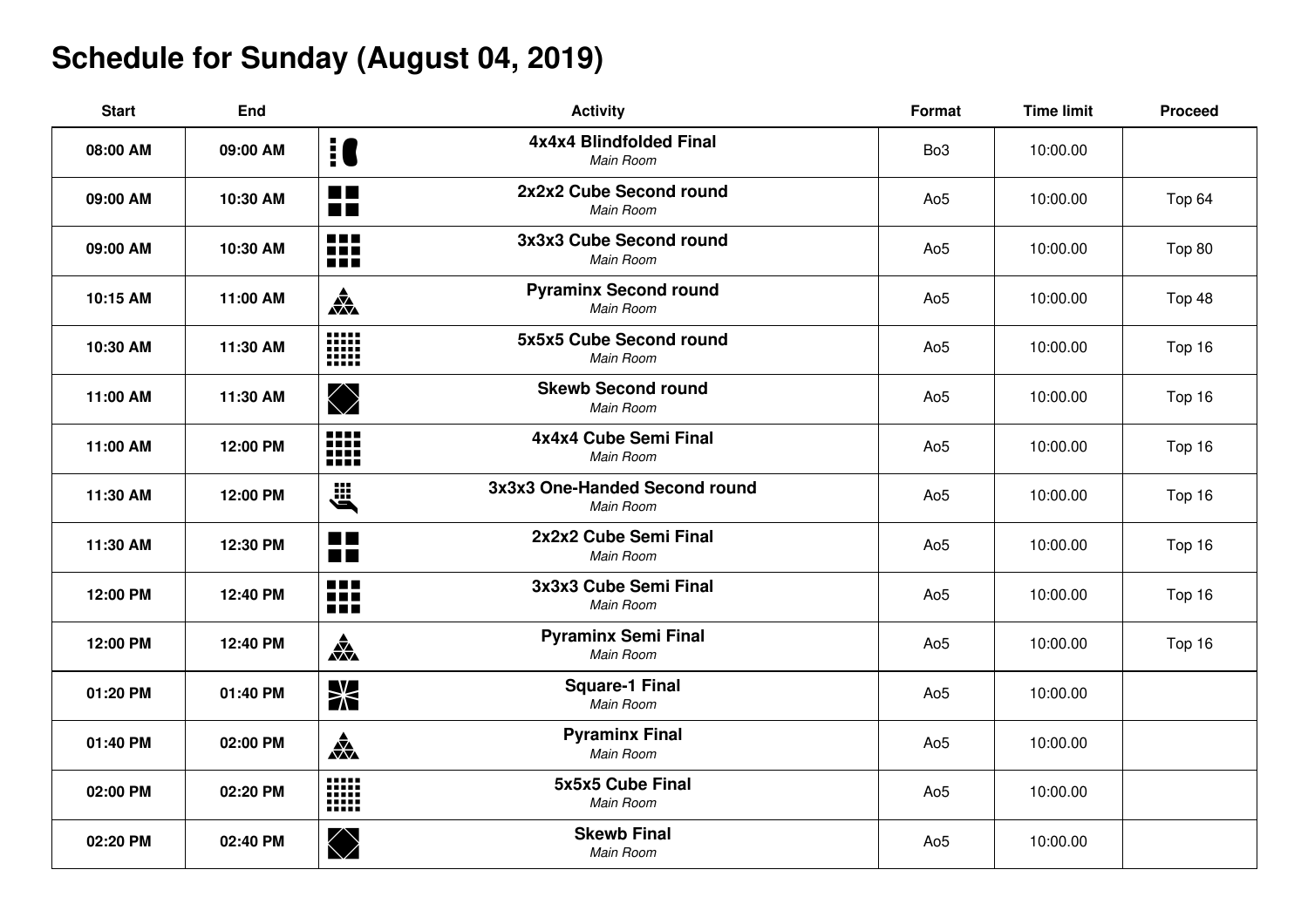# Schedule for Sunday (August 04, 2019)

| Start | End | Activity | Format | Time limit | Proceed |
|---|---|---|---|---|---|
| **08:00 AM** | **09:00 AM** | **4x4x4 Blindfolded Final**<br>*Main Room* | Bo3 | 10:00.00 | |
| **09:00 AM** | **10:30 AM** | **2x2x2 Cube Second round**<br>*Main Room* | Ao5 | 10:00.00 | Top 64 |
| **09:00 AM** | **10:30 AM** | **3x3x3 Cube Second round**<br>*Main Room* | Ao5 | 10:00.00 | Top 80 |
| **10:15 AM** | **11:00 AM** | **Pyraminx Second round**<br>*Main Room* | Ao5 | 10:00.00 | Top 48 |
| **10:30 AM** | **11:30 AM** | **5x5x5 Cube Second round**<br>*Main Room* | Ao5 | 10:00.00 | Top 16 |
| **11:00 AM** | **11:30 AM** | **Skewb Second round**<br>*Main Room* | Ao5 | 10:00.00 | Top 16 |
| **11:00 AM** | **12:00 PM** | **4x4x4 Cube Semi Final**<br>*Main Room* | Ao5 | 10:00.00 | Top 16 |
| **11:30 AM** | **12:00 PM** | **3x3x3 One-Handed Second round**<br>*Main Room* | Ao5 | 10:00.00 | Top 16 |
| **11:30 AM** | **12:30 PM** | **2x2x2 Cube Semi Final**<br>*Main Room* | Ao5 | 10:00.00 | Top 16 |
| **12:00 PM** | **12:40 PM** | **3x3x3 Cube Semi Final**<br>*Main Room* | Ao5 | 10:00.00 | Top 16 |
| **12:00 PM** | **12:40 PM** | **Pyraminx Semi Final**<br>*Main Room* | Ao5 | 10:00.00 | Top 16 |
| **01:20 PM** | **01:40 PM** | **Square-1 Final**<br>*Main Room* | Ao5 | 10:00.00 | |
| **01:40 PM** | **02:00 PM** | **Pyraminx Final**<br>*Main Room* | Ao5 | 10:00.00 | |
| **02:00 PM** | **02:20 PM** | **5x5x5 Cube Final**<br>*Main Room* | Ao5 | 10:00.00 | |
| **02:20 PM** | **02:40 PM** | **Skewb Final**<br>*Main Room* | Ao5 | 10:00.00 | |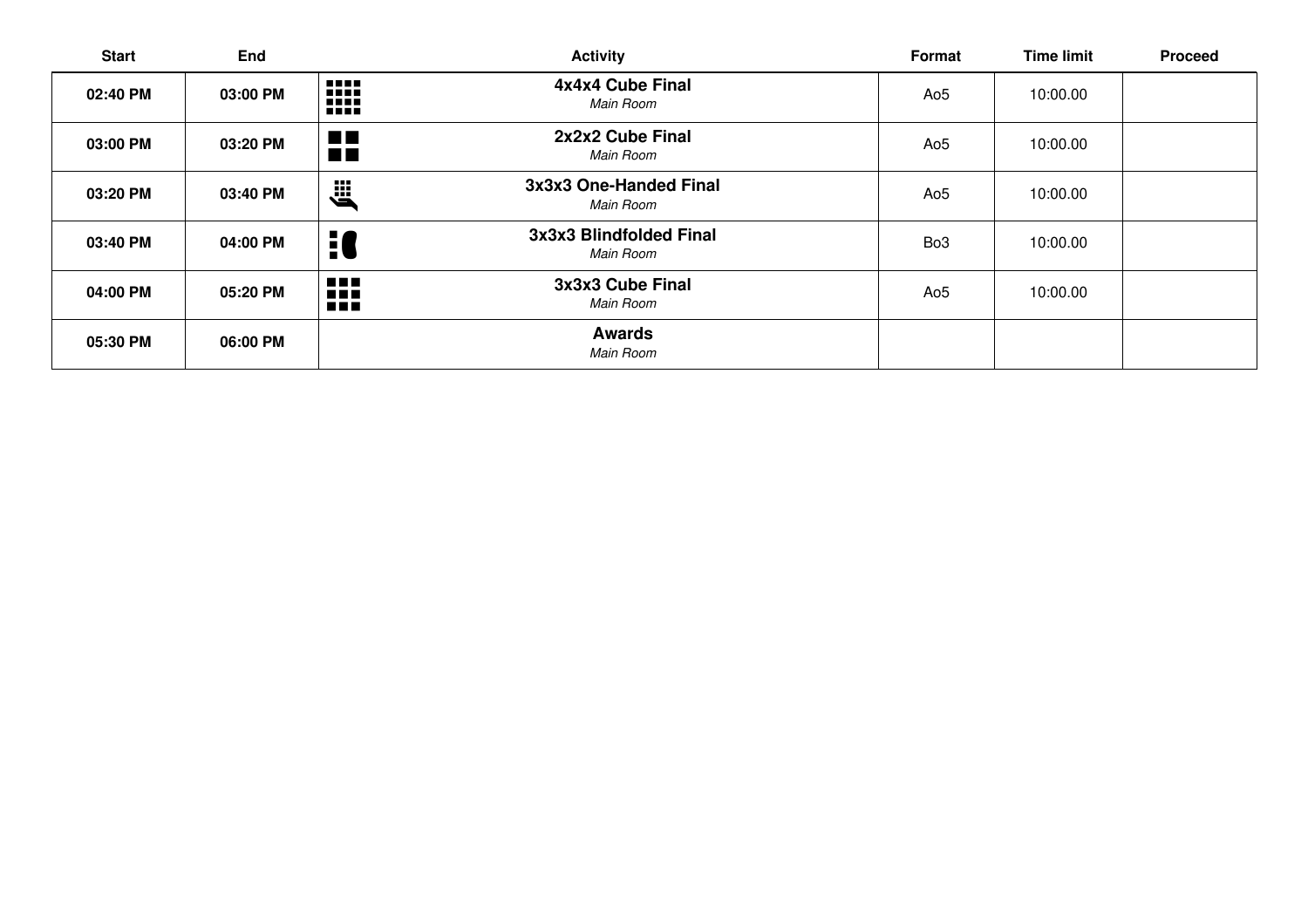| Start | End | Activity | Format | Time limit | Proceed |
|---|---|---|---|---|---|
| 02:40 PM | 03:00 PM | **4x4x4 Cube Final**<br>*Main Room* | Ao5 | 10:00.00 | |
| 03:00 PM | 03:20 PM | **2x2x2 Cube Final**<br>*Main Room* | Ao5 | 10:00.00 | |
| 03:20 PM | 03:40 PM | **3x3x3 One-Handed Final**<br>*Main Room* | Ao5 | 10:00.00 | |
| 03:40 PM | 04:00 PM | **3x3x3 Blindfolded Final**<br>*Main Room* | Bo3 | 10:00.00 | |
| 04:00 PM | 05:20 PM | **3x3x3 Cube Final**<br>*Main Room* | Ao5 | 10:00.00 | |
| 05:30 PM | 06:00 PM | **Awards**<br>*Main Room* | | | |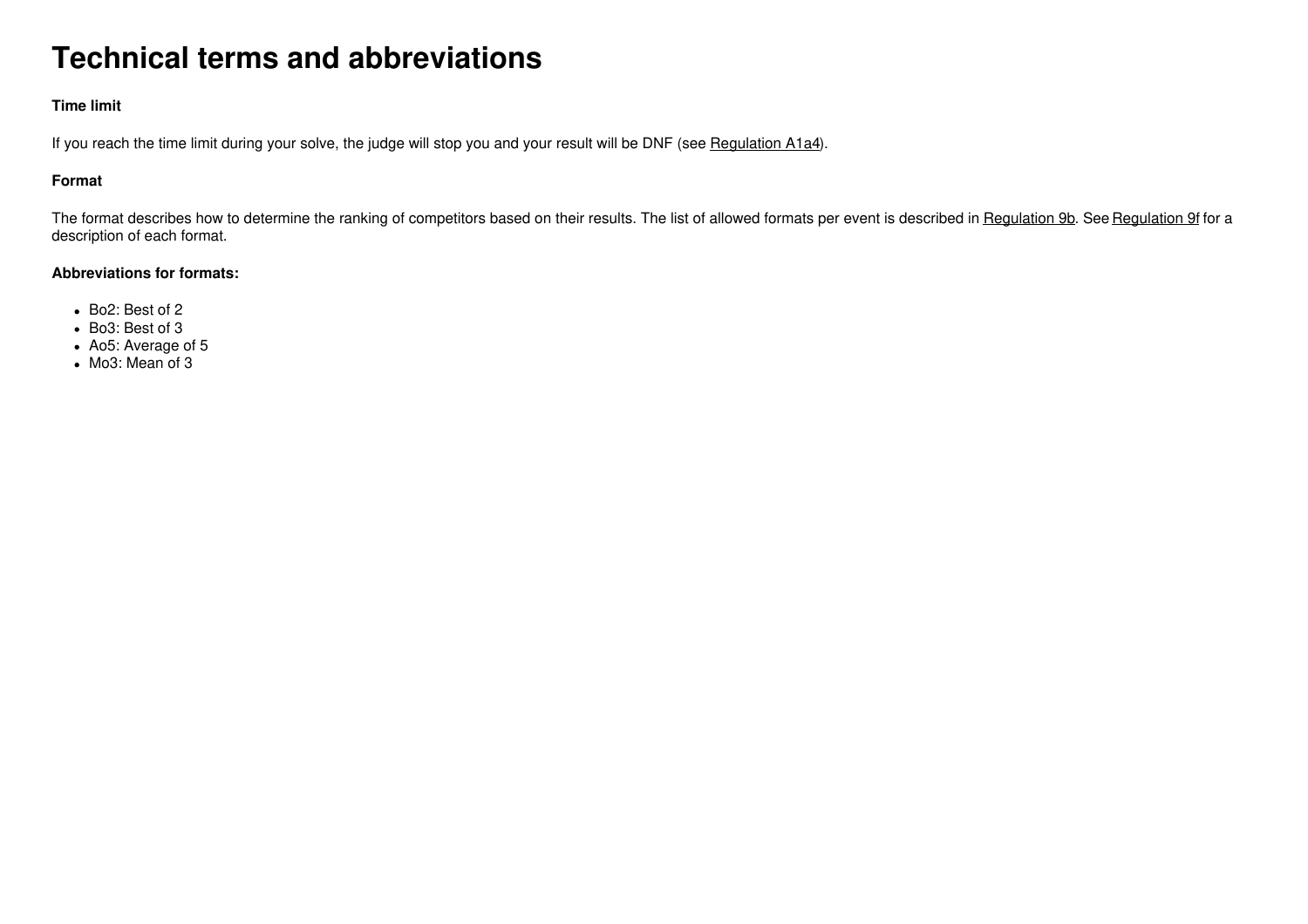# Technical terms and abbreviations

**Time limit**

If you reach the time limit during your solve, the judge will stop you and your result will be DNF (see Regulation A1a4).

**Format**

The format describes how to determine the ranking of competitors based on their results. The list of allowed formats per event is described in Regulation 9b. See Regulation 9f for a description of each format.

**Abbreviations for formats:**

- Bo2: Best of 2
- Bo3: Best of 3
- Ao5: Average of 5
- Mo3: Mean of 3